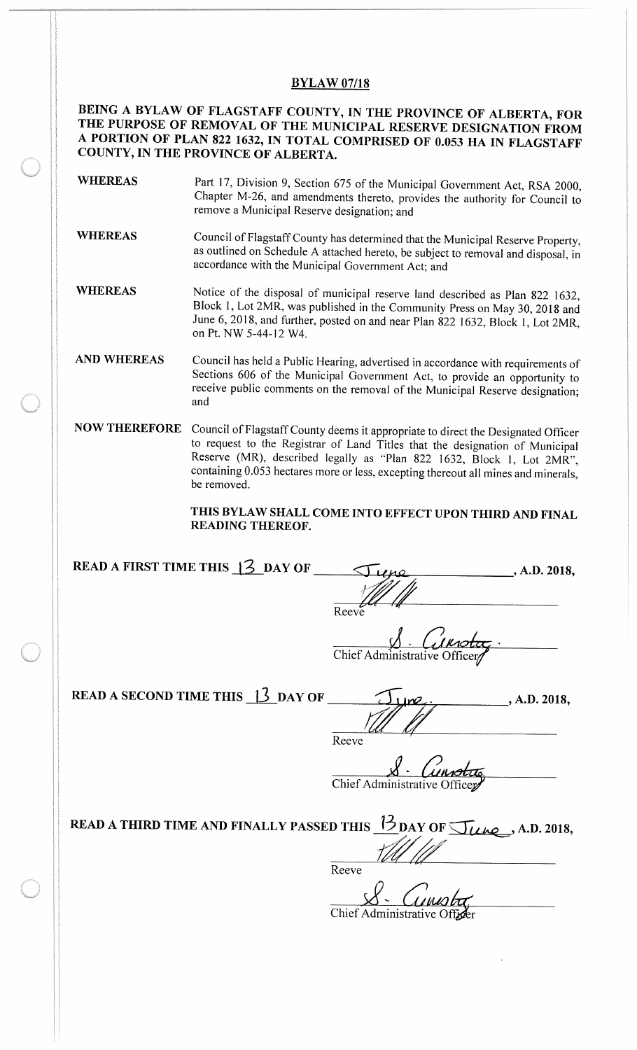# BYLAW 07/18

**BEING A BYLAW OF FLAGSTAFF COUNTY, IN THE PROVINCE OF ALBERTA, FOR THE PURPOSE OF REMOVAL OF THE MUNICIPAL RESERVE DESIGNATION FROM A PORTION OF PLAN 822 1632, IN TOTAL COMPRISED OF 0.053 HA IN FLAGSTAFF COUNTY, IN THE PROVINCE OF ALBERTA.**

**WHEREAS** Part 17, Division 9, Section 675 of the Municipal Government Act, RSA 2000, Chapter M-26, and amendments thereto, provides the authority for Council to remove a Municipal Reserve designation; and

**WHEREAS** Council of Flagstaff County has determined that the Municipal Reserve Property, as outlined on Schedule A attached hereto, be subject to removal and disposal, in accordance with the Municipal Government Act; and

**WHEREAS** Notice of the disposal of municipal reserve land described as Plan 822 1632, Block 1, Lot 2MR, was published in the Community Press on May 30, 2018 and June 6, 2018, and further, posted on and near Plan 822 1632, Block 1, Lot 2MR, on Pt. NW 5-44-12 W4.

**AND WHEREAS** Council has held a Public Hearing, advertised in accordance with requirements of Sections 606 of the Municipal Government Act, to provide an opportunity to receive public comments on the removal of the Municipal Reserve designation; and

**NOW THEREFORE** Council of Flagstaff County deems it appropriate to direct the Designated Officer to request to the Registrar of Land Titles that the designation of Municipal Reserve (MR), described legally as "Plan 822 1632, Block 1, Lot 2MR", containing 0.053 hectares more or less, excepting thereout all mines and minerals, be removed.

**THIS BYLAW SHALL COME INTO EFFECT UPON THIRD AND FINAL READING THEREOF.**

**READ A FIRST TIME THIS** 13 **DAY OF** June **, A.D. 2018,**

Reeve

Chief Administrative Officer

**READ A SECOND TIME THIS** 13 **DAY OF** June **, A.D. 2018,**

Reeve

Chief Administrative Officer

**READ A THIRD TIME AND FINALLY PASSED THIS** 13 **DAY OF** June **, A.D. 2018,**

Reeve

Chief Administrative Officer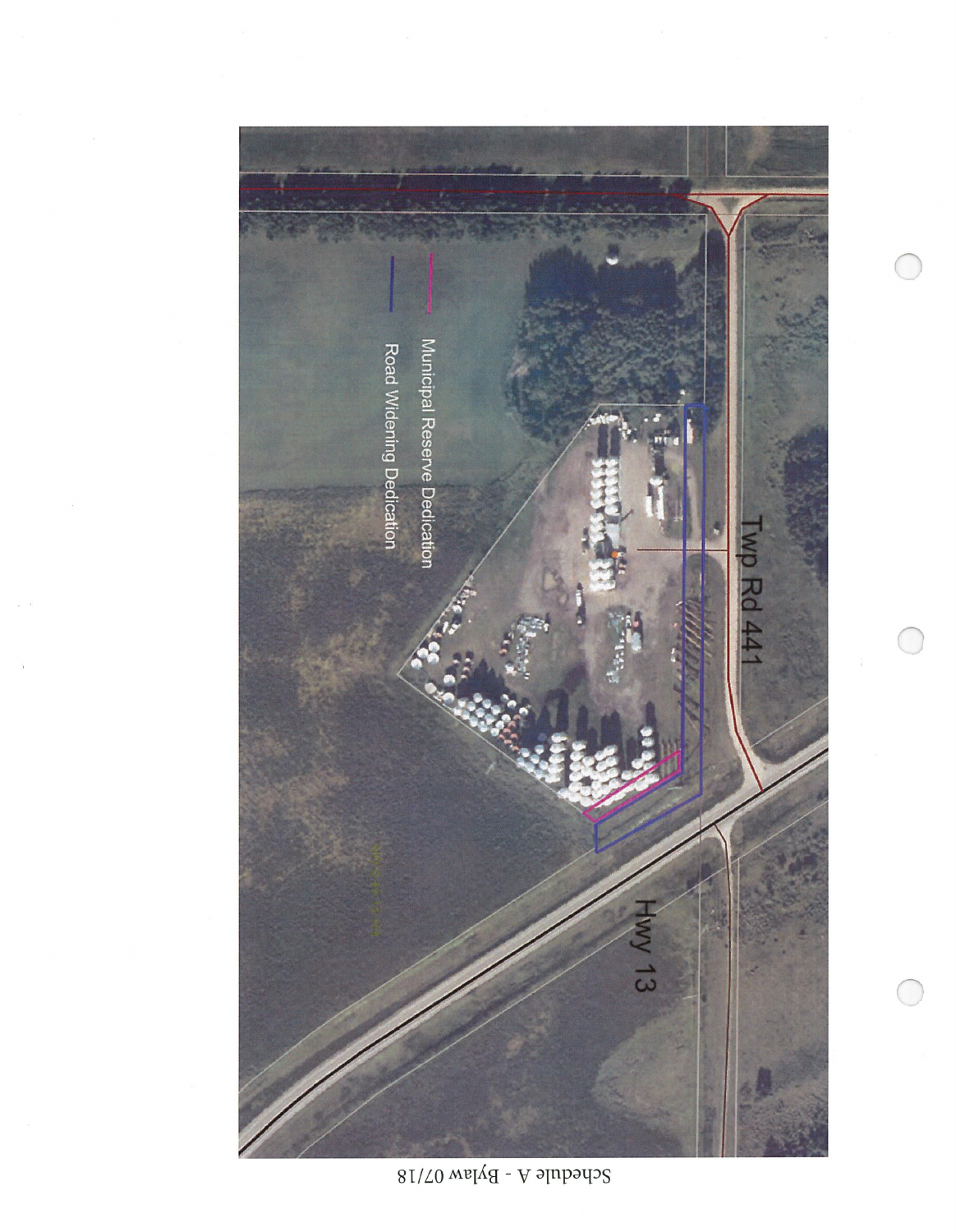Municipal Reserve Dedication

Road Widening Dedication

Twp Rd 441

Hwy 13

Schedule A - Bylaw 07/18